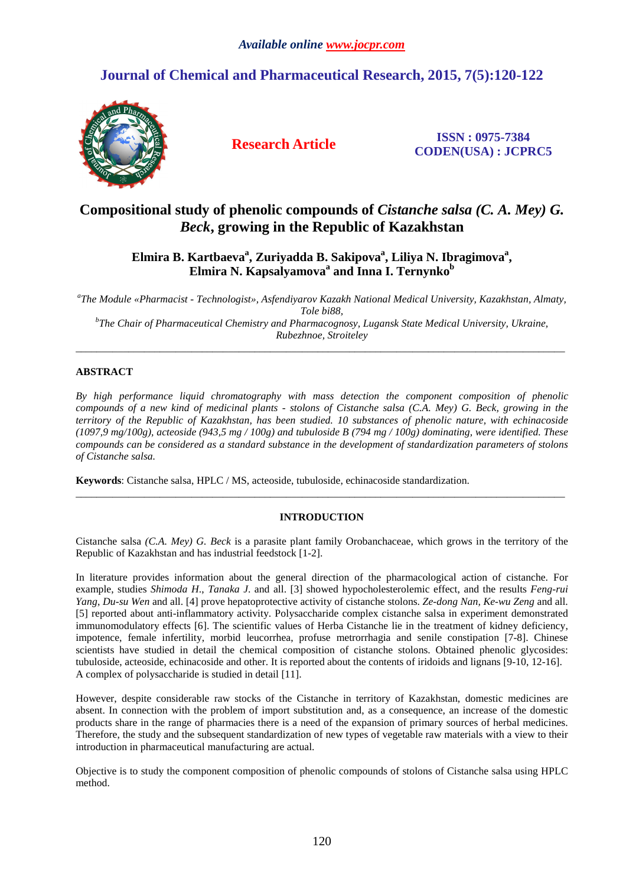# Compositional study of phenolic compounds of *Cistanche salsa (C. A. Mey) G. Beck*, growing in the Republic of Kazakhstan

**Elmira B. Kartbaeva[a], Zuriyadda B. Sakipova[a], Liliya N. Ibragimova[a], Elmira N. Kapsalyamova[a] and Inna I. Ternynko[b]**

*[a]The Module «Pharmacist - Technologist», Asfendiyarov Kazakh National Medical University, Kazakhstan, Almaty, Tole bi88,*
*[b]The Chair of Pharmaceutical Chemistry and Pharmacognosy, Lugansk State Medical University, Ukraine, Rubezhnoe, Stroiteley*

---

## ABSTRACT

*By high performance liquid chromatography with mass detection the component composition of phenolic compounds of a new kind of medicinal plants - stolons of Cistanche salsa (C.A. Mey) G. Beck, growing in the territory of the Republic of Kazakhstan, has been studied. 10 substances of phenolic nature, with echinacoside (1097,9 mg/100g), acteoside (943,5 mg / 100g) and tubuloside B (794 mg / 100g) dominating, were identified. These compounds can be considered as a standard substance in the development of standardization parameters of stolons of Cistanche salsa.*

**Keywords**: Cistanche salsa, HPLC / MS, acteoside, tubuloside, echinacoside standardization.

---

## INTRODUCTION

Cistanche salsa *(C.A. Mey) G. Beck* is a parasite plant family Orobanchaceae, which grows in the territory of the Republic of Kazakhstan and has industrial feedstock [1-2].

In literature provides information about the general direction of the pharmacological action of cistanche. For example, studies *Shimoda H*., *Tanaka J*. and all. [3] showed hypocholesterolemic effect, and the results *Feng-rui Yang*, *Du-su Wen* and all. [4] prove hepatoprotective activity of cistanche stolons. *Ze-dong Nan, Ke-wu Zeng* and all. [5] reported about anti-inflammatory activity. Polysaccharide complex cistanche salsa in experiment demonstrated immunomodulatory effects [6]. The scientific values of Herba Cistanche lie in the treatment of kidney deficiency, impotence, female infertility, morbid leucorrhea, profuse metrorrhagia and senile constipation [7-8]. Chinese scientists have studied in detail the chemical composition of cistanche stolons. Obtained phenolic glycosides: tubuloside, acteoside, echinacoside and other. It is reported about the contents of iridoids and lignans [9-10, 12-16]. A complex of polysaccharide is studied in detail [11].

However, despite considerable raw stocks of the Cistanche in territory of Kazakhstan, domestic medicines are absent. In connection with the problem of import substitution and, as a consequence, an increase of the domestic products share in the range of pharmacies there is a need of the expansion of primary sources of herbal medicines. Therefore, the study and the subsequent standardization of new types of vegetable raw materials with a view to their introduction in pharmaceutical manufacturing are actual.

Objective is to study the component composition of phenolic compounds of stolons of Cistanche salsa using HPLC method.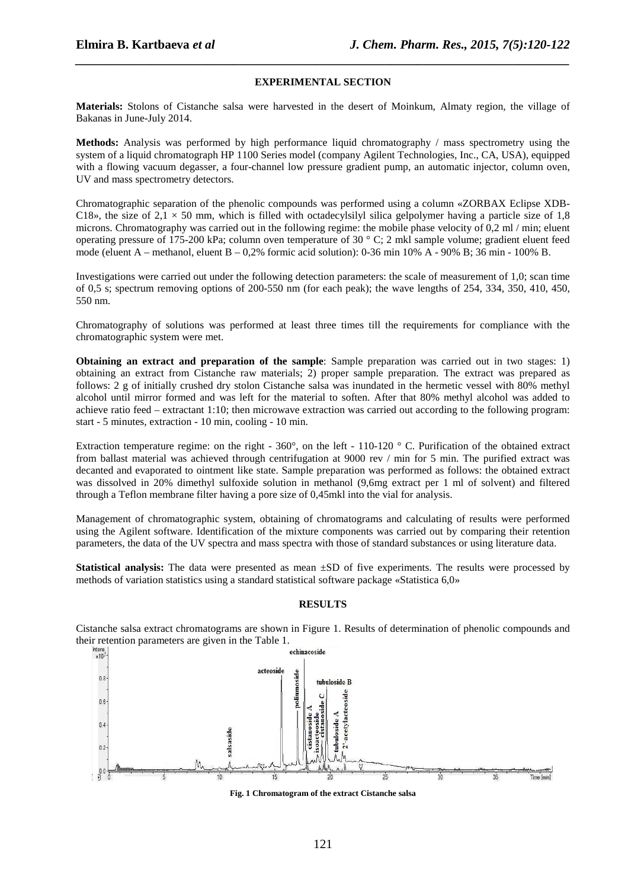## EXPERIMENTAL SECTION

**Materials:** Stolons of Cistanche salsa were harvested in the desert of Moinkum, Almaty region, the village of Bakanas in June-July 2014.

**Methods:** Analysis was performed by high performance liquid chromatography / mass spectrometry using the system of a liquid chromatograph HP 1100 Series model (company Agilent Technologies, Inc., CA, USA), equipped with a flowing vacuum degasser, a four-channel low pressure gradient pump, an automatic injector, column oven, UV and mass spectrometry detectors.

Chromatographic separation of the phenolic compounds was performed using a column «ZORBAX Eclipse XDB-C18», the size of $2{,}1 \times 50$ mm, which is filled with octadecylsilyl silica gelpolymer having a particle size of 1,8 microns. Chromatography was carried out in the following regime: the mobile phase velocity of 0,2 ml / min; eluent operating pressure of 175-200 kPa; column oven temperature of 30 ° C; 2 mkl sample volume; gradient eluent feed mode (eluent A – methanol, eluent B – 0,2% formic acid solution): 0-36 min 10% A - 90% B; 36 min - 100% B.

Investigations were carried out under the following detection parameters: the scale of measurement of 1,0; scan time of 0,5 s; spectrum removing options of 200-550 nm (for each peak); the wave lengths of 254, 334, 350, 410, 450, 550 nm.

Chromatography of solutions was performed at least three times till the requirements for compliance with the chromatographic system were met.

**Obtaining an extract and preparation of the sample**: Sample preparation was carried out in two stages: 1) obtaining an extract from Cistanche raw materials; 2) proper sample preparation. The extract was prepared as follows: 2 g of initially crushed dry stolon Cistanche salsa was inundated in the hermetic vessel with 80% methyl alcohol until mirror formed and was left for the material to soften. After that 80% methyl alcohol was added to achieve ratio feed – extractant 1:10; then microwave extraction was carried out according to the following program: start - 5 minutes, extraction - 10 min, cooling - 10 min.

Extraction temperature regime: on the right - 360°, on the left - 110-120 ° C. Purification of the obtained extract from ballast material was achieved through centrifugation at 9000 rev / min for 5 min. The purified extract was decanted and evaporated to ointment like state. Sample preparation was performed as follows: the obtained extract was dissolved in 20% dimethyl sulfoxide solution in methanol (9,6mg extract per 1 ml of solvent) and filtered through a Teflon membrane filter having a pore size of 0,45mkl into the vial for analysis.

Management of chromatographic system, obtaining of chromatograms and calculating of results were performed using the Agilent software. Identification of the mixture components was carried out by comparing their retention parameters, the data of the UV spectra and mass spectra with those of standard substances or using literature data.

**Statistical analysis:** The data were presented as mean ±SD of five experiments. The results were processed by methods of variation statistics using a standard statistical software package «Statistica 6,0»

## RESULTS

Cistanche salsa extract chromatograms are shown in Figure 1. Results of determination of phenolic compounds and their retention parameters are given in the Table 1.

**Fig. 1 Chromatogram of the extract Cistanche salsa**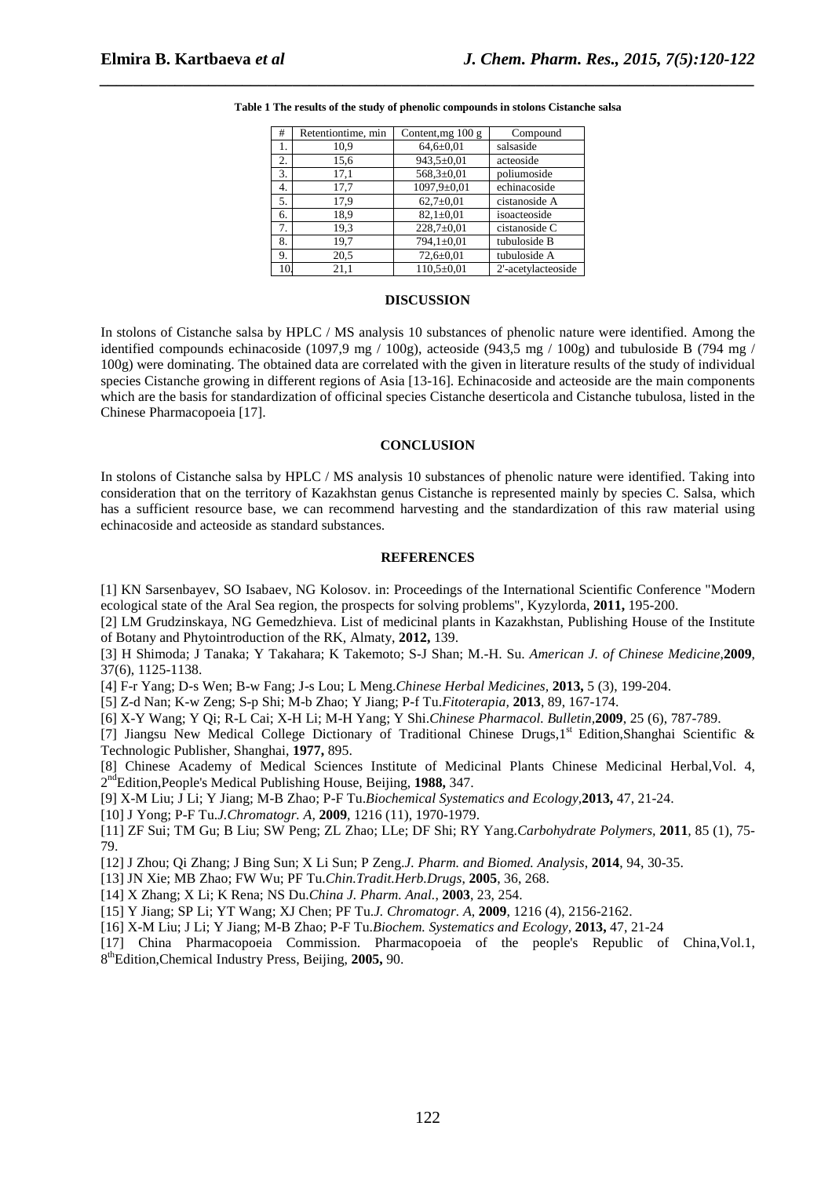**Table 1 The results of the study of phenolic compounds in stolons Cistanche salsa**

| # | Retentiontime, min | Content,mg 100 g | Compound |
|---|---|---|---|
| 1. | 10,9 | 64,6±0,01 | salsaside |
| 2. | 15,6 | 943,5±0,01 | acteoside |
| 3. | 17,1 | 568,3±0,01 | poliumoside |
| 4. | 17,7 | 1097,9±0,01 | echinacoside |
| 5. | 17,9 | 62,7±0,01 | cistanoside A |
| 6. | 18,9 | 82,1±0,01 | isoacteoside |
| 7. | 19,3 | 228,7±0,01 | cistanoside C |
| 8. | 19,7 | 794,1±0,01 | tubuloside B |
| 9. | 20,5 | 72,6±0,01 | tubuloside A |
| 10. | 21,1 | 110,5±0,01 | 2'-acetylacteoside |

## DISCUSSION

In stolons of Cistanche salsa by HPLC / MS analysis 10 substances of phenolic nature were identified. Among the identified compounds echinacoside (1097,9 mg / 100g), acteoside (943,5 mg / 100g) and tubuloside B (794 mg / 100g) were dominating. The obtained data are correlated with the given in literature results of the study of individual species Cistanche growing in different regions of Asia [13-16]. Echinacoside and acteoside are the main components which are the basis for standardization of officinal species Cistanche deserticola and Cistanche tubulosa, listed in the Chinese Pharmacopoeia [17].

## CONCLUSION

In stolons of Cistanche salsa by HPLC / MS analysis 10 substances of phenolic nature were identified. Taking into consideration that on the territory of Kazakhstan genus Cistanche is represented mainly by species C. Salsa, which has a sufficient resource base, we can recommend harvesting and the standardization of this raw material using echinacoside and acteoside as standard substances.

## REFERENCES

[1] KN Sarsenbayev, SO Isabaev, NG Kolosov. in: Proceedings of the International Scientific Conference "Modern ecological state of the Aral Sea region, the prospects for solving problems", Kyzylorda, **2011,** 195-200.

[2] LM Grudzinskaya, NG Gemedzhieva. List of medicinal plants in Kazakhstan, Publishing House of the Institute of Botany and Phytointroduction of the RK, Almaty, **2012,** 139.

[3] H Shimoda; J Tanaka; Y Takahara; K Takemoto; S-J Shan; M.-H. Su. *American J. of Chinese Medicine*,**2009**, 37(6), 1125-1138.

[4] F-r Yang; D-s Wen; B-w Fang; J-s Lou; L Meng.*Chinese Herbal Medicines*, **2013,** 5 (3), 199-204.

[5] Z-d Nan; K-w Zeng; S-p Shi; M-b Zhao; Y Jiang; P-f Tu.*Fitoterapia*, **2013**, 89, 167-174.

[6] X-Y Wang; Y Qi; R-L Cai; X-H Li; M-H Yang; Y Shi.*Chinese Pharmacol. Bulletin*,**2009**, 25 (6), 787-789.

[7] Jiangsu New Medical College Dictionary of Traditional Chinese Drugs,1st Edition,Shanghai Scientific & Technologic Publisher, Shanghai, **1977,** 895.

[8] Chinese Academy of Medical Sciences Institute of Medicinal Plants Chinese Medicinal Herbal,Vol. 4, 2nd Edition,People's Medical Publishing House, Beijing, **1988,** 347.

[9] X-M Liu; J Li; Y Jiang; M-B Zhao; P-F Tu.*Biochemical Systematics and Ecology*,**2013,** 47, 21-24.

[10] J Yong; P-F Tu.*J.Chromatogr. A*, **2009**, 1216 (11), 1970-1979.

[11] ZF Sui; TM Gu; B Liu; SW Peng; ZL Zhao; LLe; DF Shi; RY Yang.*Carbohydrate Polymers*, **2011**, 85 (1), 75-79.

[12] J Zhou; Qi Zhang; J Bing Sun; X Li Sun; P Zeng.*J. Pharm. and Biomed. Analysis*, **2014**, 94, 30-35.

[13] JN Xie; MB Zhao; FW Wu; PF Tu.*Chin.Tradit.Herb.Drugs*, **2005**, 36, 268.

[14] X Zhang; X Li; K Rena; NS Du.*China J. Pharm. Anal.*, **2003**, 23, 254.

[15] Y Jiang; SP Li; YT Wang; XJ Chen; PF Tu.*J. Chromatogr. A*, **2009**, 1216 (4), 2156-2162.

[16] X-M Liu; J Li; Y Jiang; M-B Zhao; P-F Tu.*Biochem. Systematics and Ecology*, **2013,** 47, 21-24

[17] China Pharmacopoeia Commission. Pharmacopoeia of the people's Republic of China,Vol.1, 8th Edition,Chemical Industry Press, Beijing, **2005,** 90.